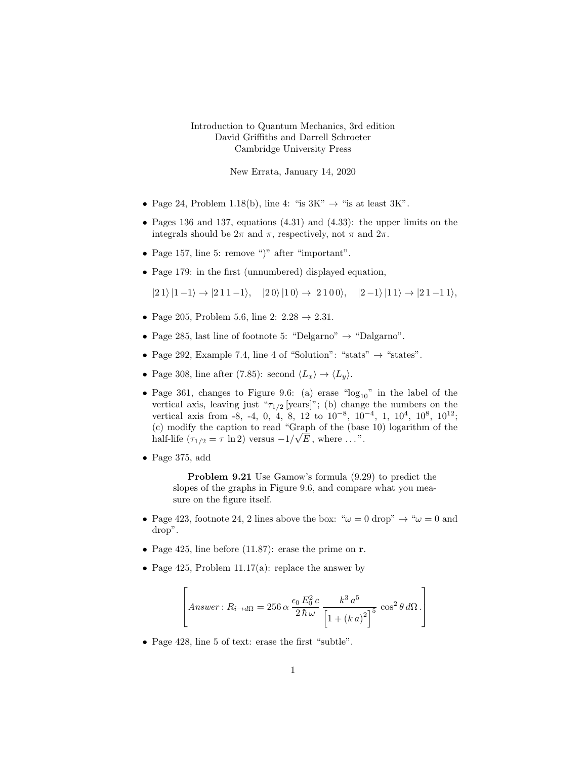Introduction to Quantum Mechanics, 3rd edition
David Griffiths and Darrell Schroeter
Cambridge University Press

New Errata, January 14, 2020

- Page 24, Problem 1.18(b), line 4: "is 3K" → "is at least 3K".
- Pages 136 and 137, equations (4.31) and (4.33): the upper limits on the integrals should be $2\pi$ and $\pi$, respectively, not $\pi$ and $2\pi$.
- Page 157, line 5: remove ")" after "important".
- Page 179: in the first (unnumbered) displayed equation,

  $|2\,1\rangle\,|1\,{-1}\rangle \to |2\,1\,1\,{-1}\rangle, \quad |2\,0\rangle\,|1\,0\rangle \to |2\,1\,0\,0\rangle, \quad |2\,{-1}\rangle\,|1\,1\rangle \to |2\,1\,{-1}\,1\rangle,$

- Page 205, Problem 5.6, line 2: 2.28 → 2.31.
- Page 285, last line of footnote 5: "Delgarno" → "Dalgarno".
- Page 292, Example 7.4, line 4 of "Solution": "stats" → "states".
- Page 308, line after (7.85): second $\langle L_x \rangle \to \langle L_y \rangle$.
- Page 361, changes to Figure 9.6: (a) erase "$\log_{10}$" in the label of the vertical axis, leaving just "$\tau_{1/2}$ [years]"; (b) change the numbers on the vertical axis from -8, -4, 0, 4, 8, 12 to $10^{-8}$, $10^{-4}$, 1, $10^{4}$, $10^{8}$, $10^{12}$; (c) modify the caption to read "Graph of the (base 10) logarithm of the half-life ($\tau_{1/2} = \tau \ln 2$) versus $-1/\sqrt{E}$, where ...".
- Page 375, add

  **Problem 9.21** Use Gamow's formula (9.29) to predict the slopes of the graphs in Figure 9.6, and compare what you measure on the figure itself.

- Page 423, footnote 24, 2 lines above the box: "$\omega = 0$ drop" → "$\omega = 0$ and drop".
- Page 425, line before (11.87): erase the prime on $\mathbf{r}$.
- Page 425, Problem 11.17(a): replace the answer by

$$\left[ Answer: R_{i\to d\Omega} = 256\,\alpha\,\frac{\epsilon_0\,E_0^2\,c}{2\,\hbar\,\omega}\,\frac{k^3\,a^5}{\left[1+(k\,a)^2\right]^5}\,\cos^2\theta\,d\Omega\,. \right]$$

- Page 428, line 5 of text: erase the first "subtle".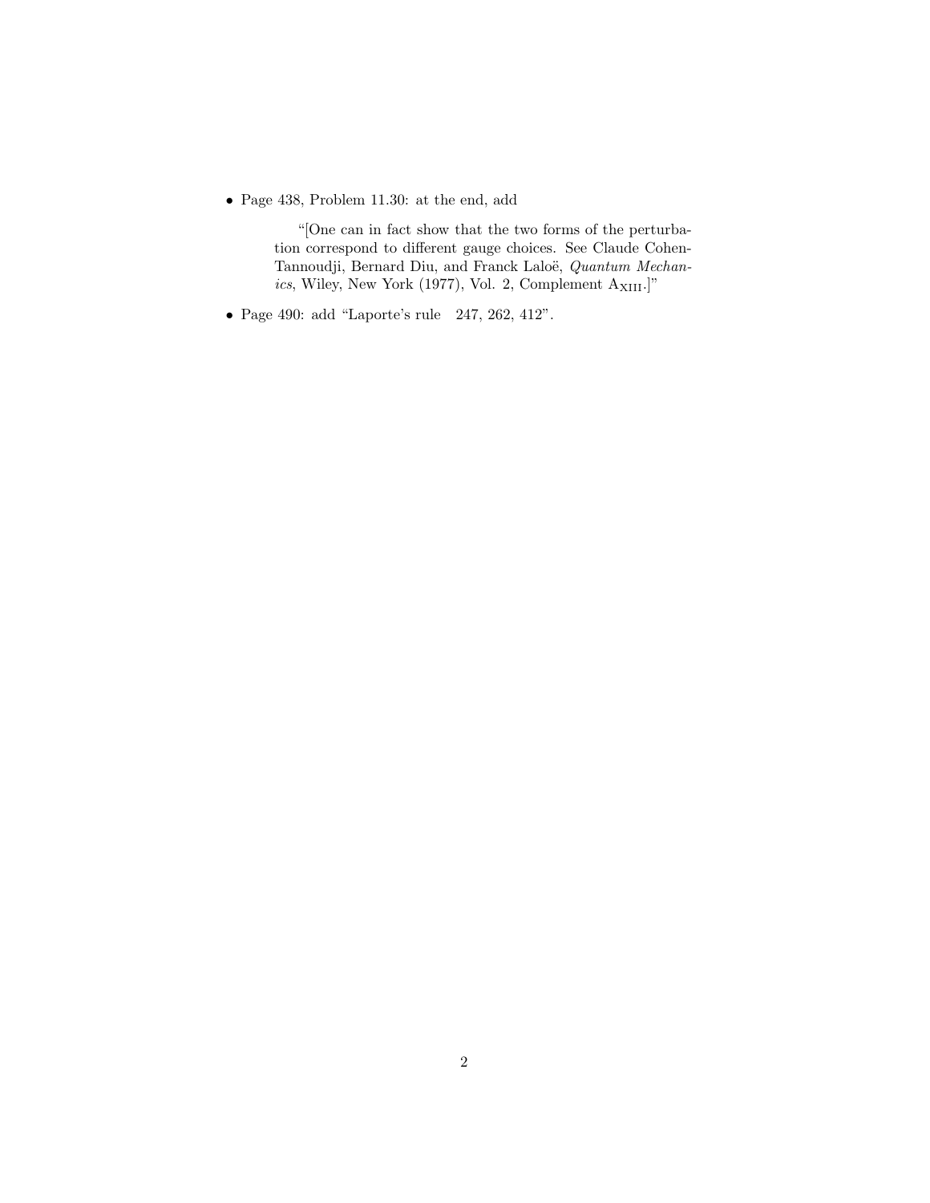- Page 438, Problem 11.30: at the end, add

  > "[One can in fact show that the two forms of the perturbation correspond to different gauge choices. See Claude Cohen-Tannoudji, Bernard Diu, and Franck Laloë, *Quantum Mechanics*, Wiley, New York (1977), Vol. 2, Complement $\mathrm{A}_{\mathrm{XIII}}$.]"

- Page 490: add "Laporte's rule 247, 262, 412".